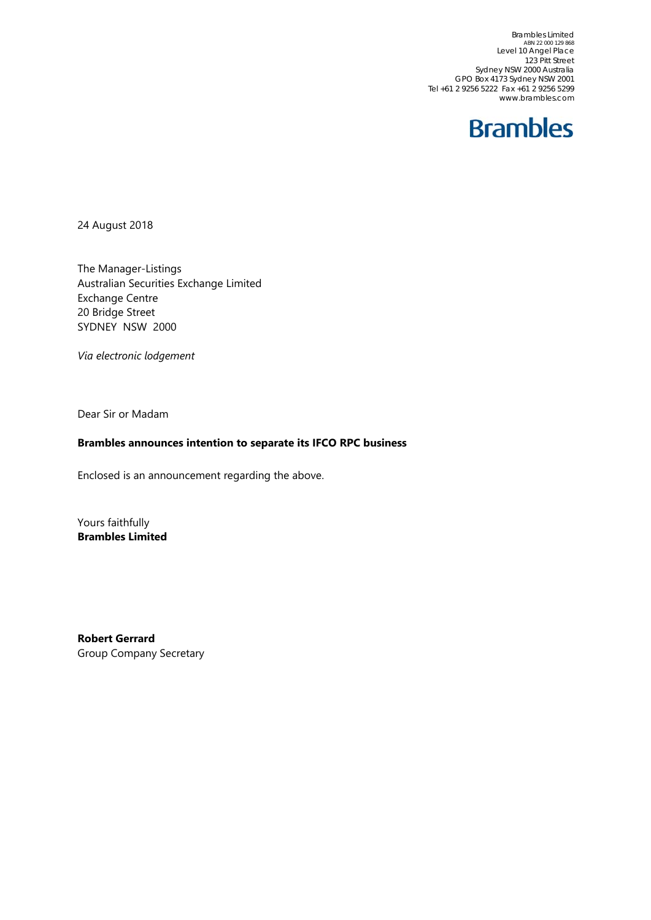Brambles Limited
ABN 22 000 129 868
Level 10 Angel Place
123 Pitt Street
Sydney NSW 2000 Australia
GPO Box 4173 Sydney NSW 2001
Tel +61 2 9256 5222 Fax +61 2 9256 5299
www.brambles.com

Brambles

24 August 2018

The Manager-Listings
Australian Securities Exchange Limited
Exchange Centre
20 Bridge Street
SYDNEY NSW 2000

*Via electronic lodgement*

Dear Sir or Madam

**Brambles announces intention to separate its IFCO RPC business**

Enclosed is an announcement regarding the above.

Yours faithfully
**Brambles Limited**

**Robert Gerrard**
Group Company Secretary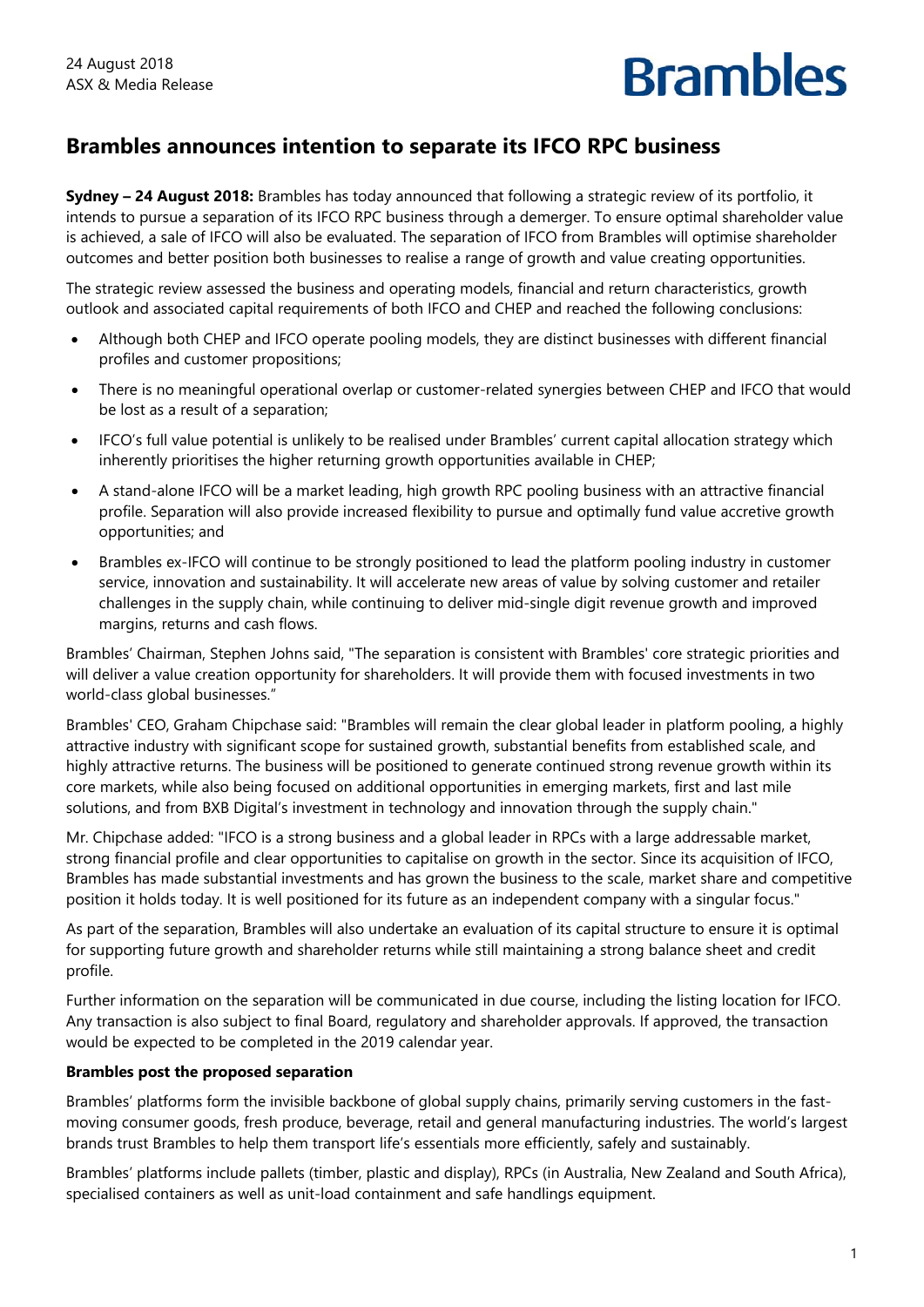24 August 2018
ASX & Media Release

Brambles

# Brambles announces intention to separate its IFCO RPC business

**Sydney – 24 August 2018:** Brambles has today announced that following a strategic review of its portfolio, it intends to pursue a separation of its IFCO RPC business through a demerger. To ensure optimal shareholder value is achieved, a sale of IFCO will also be evaluated. The separation of IFCO from Brambles will optimise shareholder outcomes and better position both businesses to realise a range of growth and value creating opportunities.

The strategic review assessed the business and operating models, financial and return characteristics, growth outlook and associated capital requirements of both IFCO and CHEP and reached the following conclusions:

- Although both CHEP and IFCO operate pooling models, they are distinct businesses with different financial profiles and customer propositions;
- There is no meaningful operational overlap or customer-related synergies between CHEP and IFCO that would be lost as a result of a separation;
- IFCO's full value potential is unlikely to be realised under Brambles' current capital allocation strategy which inherently prioritises the higher returning growth opportunities available in CHEP;
- A stand-alone IFCO will be a market leading, high growth RPC pooling business with an attractive financial profile. Separation will also provide increased flexibility to pursue and optimally fund value accretive growth opportunities; and
- Brambles ex-IFCO will continue to be strongly positioned to lead the platform pooling industry in customer service, innovation and sustainability. It will accelerate new areas of value by solving customer and retailer challenges in the supply chain, while continuing to deliver mid-single digit revenue growth and improved margins, returns and cash flows.

Brambles' Chairman, Stephen Johns said, "The separation is consistent with Brambles' core strategic priorities and will deliver a value creation opportunity for shareholders. It will provide them with focused investments in two world-class global businesses."

Brambles' CEO, Graham Chipchase said: "Brambles will remain the clear global leader in platform pooling, a highly attractive industry with significant scope for sustained growth, substantial benefits from established scale, and highly attractive returns. The business will be positioned to generate continued strong revenue growth within its core markets, while also being focused on additional opportunities in emerging markets, first and last mile solutions, and from BXB Digital's investment in technology and innovation through the supply chain."

Mr. Chipchase added: "IFCO is a strong business and a global leader in RPCs with a large addressable market, strong financial profile and clear opportunities to capitalise on growth in the sector. Since its acquisition of IFCO, Brambles has made substantial investments and has grown the business to the scale, market share and competitive position it holds today. It is well positioned for its future as an independent company with a singular focus."

As part of the separation, Brambles will also undertake an evaluation of its capital structure to ensure it is optimal for supporting future growth and shareholder returns while still maintaining a strong balance sheet and credit profile.

Further information on the separation will be communicated in due course, including the listing location for IFCO. Any transaction is also subject to final Board, regulatory and shareholder approvals. If approved, the transaction would be expected to be completed in the 2019 calendar year.

**Brambles post the proposed separation**

Brambles' platforms form the invisible backbone of global supply chains, primarily serving customers in the fast-moving consumer goods, fresh produce, beverage, retail and general manufacturing industries. The world's largest brands trust Brambles to help them transport life's essentials more efficiently, safely and sustainably.

Brambles' platforms include pallets (timber, plastic and display), RPCs (in Australia, New Zealand and South Africa), specialised containers as well as unit-load containment and safe handlings equipment.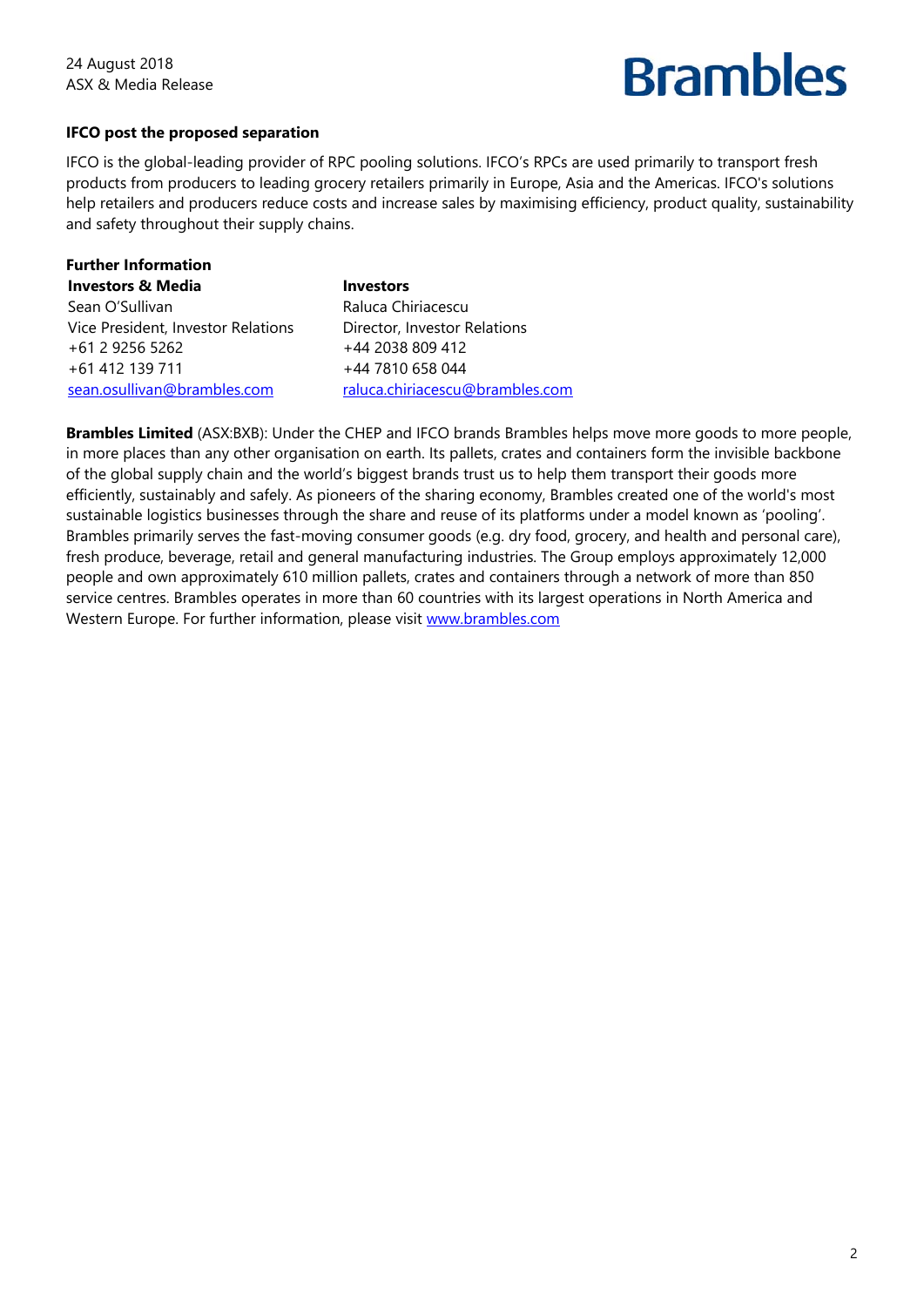24 August 2018
ASX & Media Release

**IFCO post the proposed separation**

IFCO is the global-leading provider of RPC pooling solutions. IFCO's RPCs are used primarily to transport fresh products from producers to leading grocery retailers primarily in Europe, Asia and the Americas. IFCO's solutions help retailers and producers reduce costs and increase sales by maximising efficiency, product quality, sustainability and safety throughout their supply chains.

**Further Information**

| **Investors & Media** | **Investors** |
|---|---|
| Sean O'Sullivan | Raluca Chiriacescu |
| Vice President, Investor Relations | Director, Investor Relations |
| +61 2 9256 5262 | +44 2038 809 412 |
| +61 412 139 711 | +44 7810 658 044 |
| sean.osullivan@brambles.com | raluca.chiriacescu@brambles.com |

**Brambles Limited** (ASX:BXB): Under the CHEP and IFCO brands Brambles helps move more goods to more people, in more places than any other organisation on earth. Its pallets, crates and containers form the invisible backbone of the global supply chain and the world's biggest brands trust us to help them transport their goods more efficiently, sustainably and safely. As pioneers of the sharing economy, Brambles created one of the world's most sustainable logistics businesses through the share and reuse of its platforms under a model known as 'pooling'. Brambles primarily serves the fast-moving consumer goods (e.g. dry food, grocery, and health and personal care), fresh produce, beverage, retail and general manufacturing industries. The Group employs approximately 12,000 people and own approximately 610 million pallets, crates and containers through a network of more than 850 service centres. Brambles operates in more than 60 countries with its largest operations in North America and Western Europe. For further information, please visit www.brambles.com